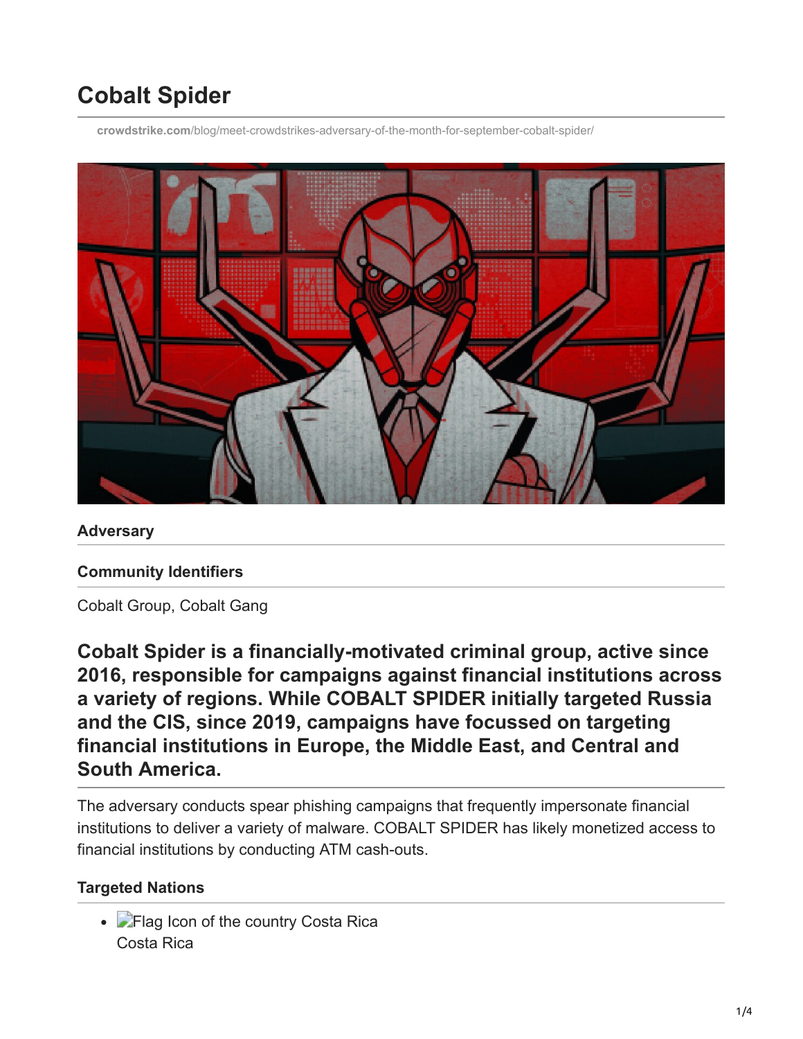# Cobalt Spider

crowdstrike.com/blog/meet-crowdstrikes-adversary-of-the-month-for-september-cobalt-spider/

### Adversary

### Community Identifiers

Cobalt Group, Cobalt Gang

## Cobalt Spider is a financially-motivated criminal group, active since 2016, responsible for campaigns against financial institutions across a variety of regions. While COBALT SPIDER initially targeted Russia and the CIS, since 2019, campaigns have focussed on targeting financial institutions in Europe, the Middle East, and Central and South America.

The adversary conducts spear phishing campaigns that frequently impersonate financial institutions to deliver a variety of malware. COBALT SPIDER has likely monetized access to financial institutions by conducting ATM cash-outs.

### Targeted Nations

- Flag Icon of the country Costa Rica
  Costa Rica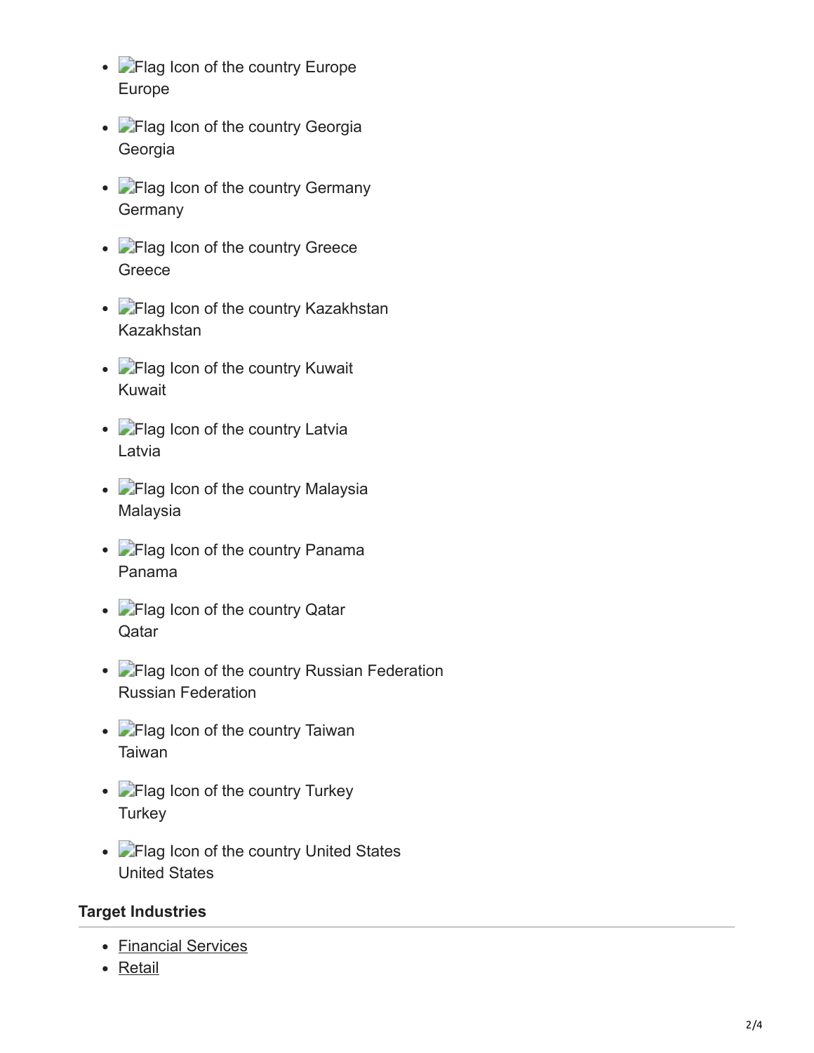- Flag Icon of the country Europe
  Europe
- Flag Icon of the country Georgia
  Georgia
- Flag Icon of the country Germany
  Germany
- Flag Icon of the country Greece
  Greece
- Flag Icon of the country Kazakhstan
  Kazakhstan
- Flag Icon of the country Kuwait
  Kuwait
- Flag Icon of the country Latvia
  Latvia
- Flag Icon of the country Malaysia
  Malaysia
- Flag Icon of the country Panama
  Panama
- Flag Icon of the country Qatar
  Qatar
- Flag Icon of the country Russian Federation
  Russian Federation
- Flag Icon of the country Taiwan
  Taiwan
- Flag Icon of the country Turkey
  Turkey
- Flag Icon of the country United States
  United States

**Target Industries**

- Financial Services
- Retail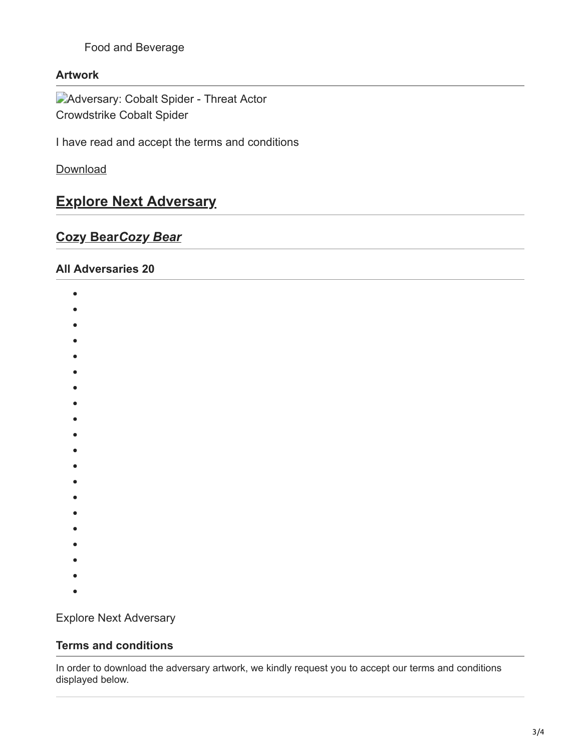Food and Beverage

### Artwork

Adversary: Cobalt Spider - Threat Actor
Crowdstrike Cobalt Spider

I have read and accept the terms and conditions

Download

## Explore Next Adversary

### Cozy Bear*Cozy Bear*

### All Adversaries 20

Explore Next Adversary

### Terms and conditions

In order to download the adversary artwork, we kindly request you to accept our terms and conditions displayed below.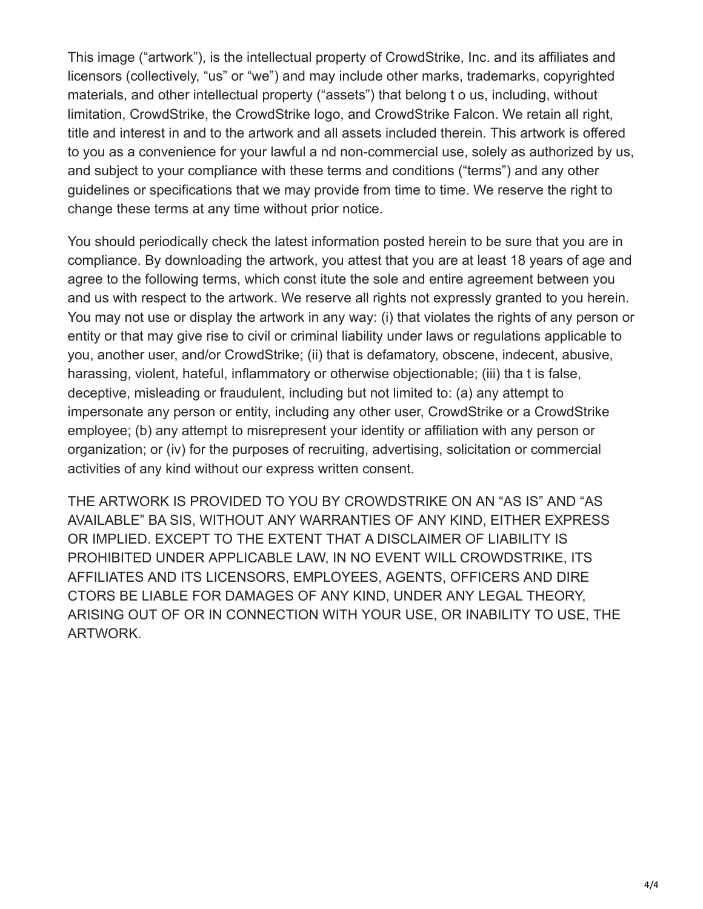This image (“artwork”), is the intellectual property of CrowdStrike, Inc. and its affiliates and licensors (collectively, “us” or “we”) and may include other marks, trademarks, copyrighted materials, and other intellectual property (“assets”) that belong t o us, including, without limitation, CrowdStrike, the CrowdStrike logo, and CrowdStrike Falcon. We retain all right, title and interest in and to the artwork and all assets included therein. This artwork is offered to you as a convenience for your lawful a nd non-commercial use, solely as authorized by us, and subject to your compliance with these terms and conditions (“terms”) and any other guidelines or specifications that we may provide from time to time. We reserve the right to change these terms at any time without prior notice.

You should periodically check the latest information posted herein to be sure that you are in compliance. By downloading the artwork, you attest that you are at least 18 years of age and agree to the following terms, which const itute the sole and entire agreement between you and us with respect to the artwork. We reserve all rights not expressly granted to you herein. You may not use or display the artwork in any way: (i) that violates the rights of any person or entity or that may give rise to civil or criminal liability under laws or regulations applicable to you, another user, and/or CrowdStrike; (ii) that is defamatory, obscene, indecent, abusive, harassing, violent, hateful, inflammatory or otherwise objectionable; (iii) tha t is false, deceptive, misleading or fraudulent, including but not limited to: (a) any attempt to impersonate any person or entity, including any other user, CrowdStrike or a CrowdStrike employee; (b) any attempt to misrepresent your identity or affiliation with any person or organization; or (iv) for the purposes of recruiting, advertising, solicitation or commercial activities of any kind without our express written consent.

THE ARTWORK IS PROVIDED TO YOU BY CROWDSTRIKE ON AN “AS IS” AND “AS AVAILABLE” BA SIS, WITHOUT ANY WARRANTIES OF ANY KIND, EITHER EXPRESS OR IMPLIED. EXCEPT TO THE EXTENT THAT A DISCLAIMER OF LIABILITY IS PROHIBITED UNDER APPLICABLE LAW, IN NO EVENT WILL CROWDSTRIKE, ITS AFFILIATES AND ITS LICENSORS, EMPLOYEES, AGENTS, OFFICERS AND DIRE CTORS BE LIABLE FOR DAMAGES OF ANY KIND, UNDER ANY LEGAL THEORY, ARISING OUT OF OR IN CONNECTION WITH YOUR USE, OR INABILITY TO USE, THE ARTWORK.